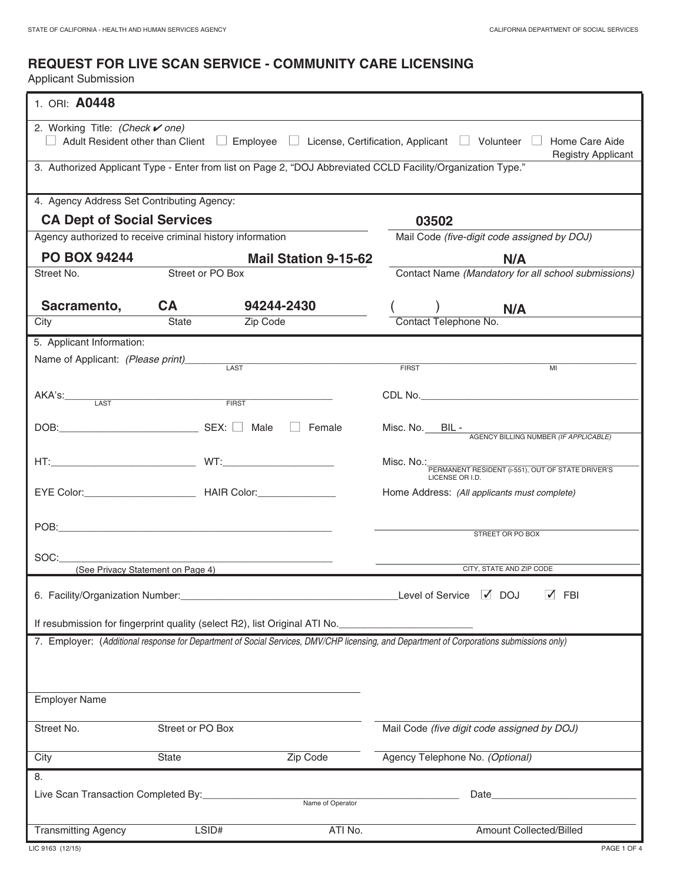STATE OF CALIFORNIA - HEALTH AND HUMAN SERVICES AGENCY

CALIFORNIA DEPARTMENT OF SOCIAL SERVICES

# REQUEST FOR LIVE SCAN SERVICE - COMMUNITY CARE LICENSING

Applicant Submission

1. ORI: **A0448**

2. Working Title: *(Check ✔ one)*
   ☐ Adult Resident other than Client ☐ Employee ☐ License, Certification, Applicant ☐ Volunteer ☐ Home Care Aide Registry Applicant

3. Authorized Applicant Type - Enter from list on Page 2, "DOJ Abbreviated CCLD Facility/Organization Type."

4. Agency Address Set Contributing Agency:

| | |
|---|---|
| **CA Dept of Social Services** | **03502** |
| Agency authorized to receive criminal history information | Mail Code *(five-digit code assigned by DOJ)* |
| **PO BOX 94244** **Mail Station 9-15-62** | **N/A** |
| Street No. Street or PO Box | Contact Name *(Mandatory for all school submissions)* |
| **Sacramento,** **CA** **94244-2430** | ( ) **N/A** |
| City State Zip Code | Contact Telephone No. |

5. Applicant Information:

Name of Applicant: *(Please print)*\_\_\_\_\_\_\_\_\_\_ LAST \_\_\_\_\_\_\_\_\_\_ FIRST \_\_\_\_\_\_\_\_\_\_ MI

AKA's:\_\_\_\_\_\_\_\_\_\_ LAST \_\_\_\_\_\_\_\_\_\_ FIRST

CDL No.\_\_\_\_\_\_\_\_\_\_

DOB:\_\_\_\_\_\_\_\_\_\_ SEX: ☐ Male ☐ Female

Misc. No. BIL - \_\_\_\_\_\_\_\_\_\_ AGENCY BILLING NUMBER *(IF APPLICABLE)*

HT:\_\_\_\_\_\_\_\_\_\_ WT:\_\_\_\_\_\_\_\_\_\_

Misc. No.:\_\_\_\_\_\_\_\_\_\_ PERMANENT RESIDENT (i-551), OUT OF STATE DRIVER'S LICENSE OR I.D.

EYE Color:\_\_\_\_\_\_\_\_\_\_ HAIR Color:\_\_\_\_\_\_\_\_\_\_

Home Address: *(All applicants must complete)*

POB:\_\_\_\_\_\_\_\_\_\_

\_\_\_\_\_\_\_\_\_\_ STREET OR PO BOX

SOC:\_\_\_\_\_\_\_\_\_\_ (See Privacy Statement on Page 4)

\_\_\_\_\_\_\_\_\_\_ CITY, STATE AND ZIP CODE

6. Facility/Organization Number:\_\_\_\_\_\_\_\_\_\_ Level of Service ☑ DOJ ☑ FBI

If resubmission for fingerprint quality (select R2), list Original ATI No.\_\_\_\_\_\_\_\_\_\_

7. Employer: (*Additional response for Department of Social Services, DMV/CHP licensing, and Department of Corporations submissions only*)

| | |
|---|---|
| Employer Name | |
| Street No. Street or PO Box | Mail Code *(five digit code assigned by DOJ)* |
| City State Zip Code | Agency Telephone No. *(Optional)* |

8.

Live Scan Transaction Completed By:\_\_\_\_\_\_\_\_\_\_ Name of Operator Date\_\_\_\_\_\_\_\_\_\_

| Transmitting Agency | LSID# | ATI No. | Amount Collected/Billed |
|---|---|---|---|
| | | | |

LIC 9163 (12/15)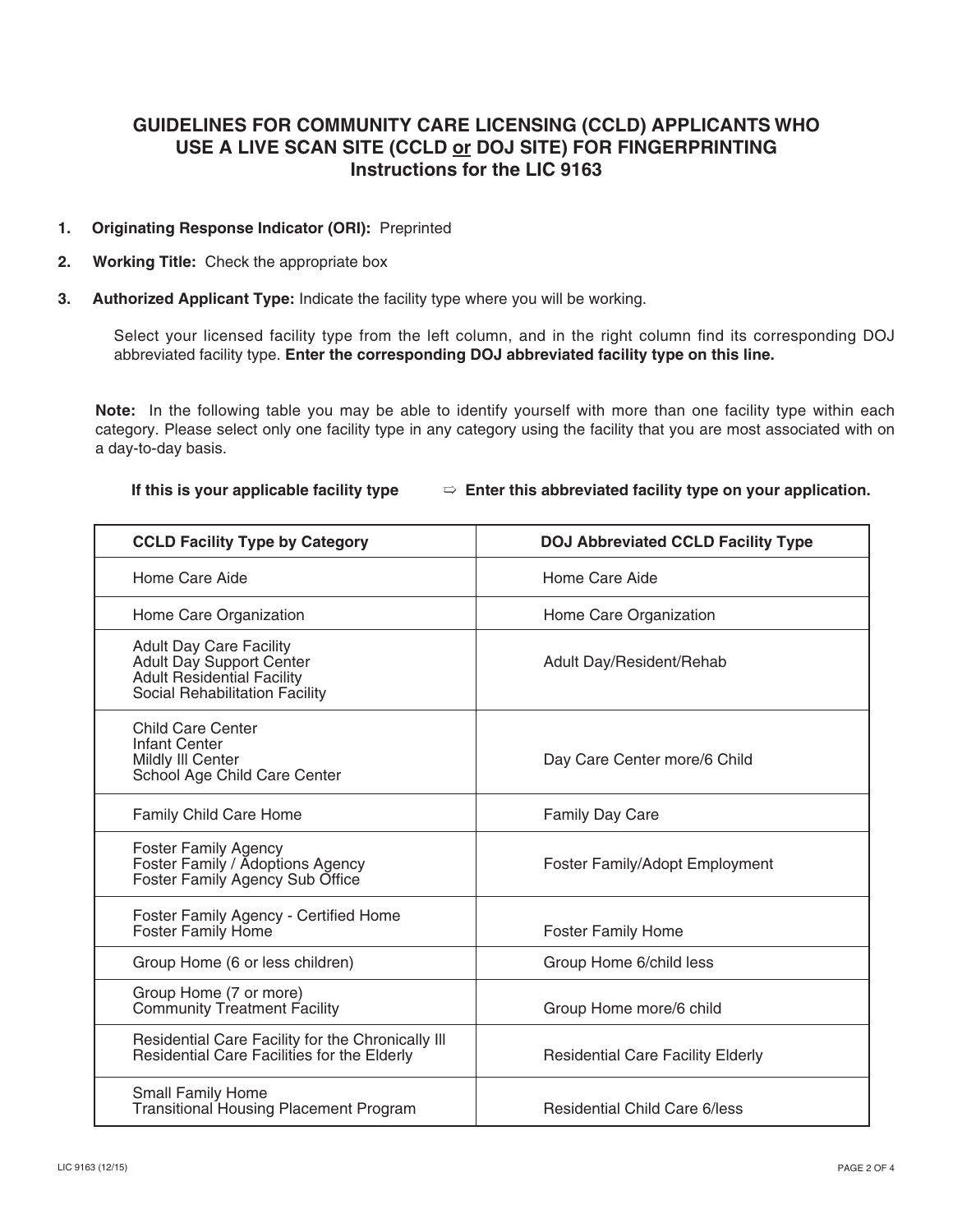## GUIDELINES FOR COMMUNITY CARE LICENSING (CCLD) APPLICANTS WHO USE A LIVE SCAN SITE (CCLD <u>or</u> DOJ SITE) FOR FINGERPRINTING
### Instructions for the LIC 9163

1. **Originating Response Indicator (ORI):** Preprinted

2. **Working Title:** Check the appropriate box

3. **Authorized Applicant Type:** Indicate the facility type where you will be working.

   Select your licensed facility type from the left column, and in the right column find its corresponding DOJ abbreviated facility type. **Enter the corresponding DOJ abbreviated facility type on this line.**

**Note:** In the following table you may be able to identify yourself with more than one facility type within each category. Please select only one facility type in any category using the facility that you are most associated with on a day-to-day basis.

**If this is your applicable facility type** ⇨ **Enter this abbreviated facility type on your application.**

| CCLD Facility Type by Category | DOJ Abbreviated CCLD Facility Type |
|---|---|
| Home Care Aide | Home Care Aide |
| Home Care Organization | Home Care Organization |
| Adult Day Care Facility<br>Adult Day Support Center<br>Adult Residential Facility<br>Social Rehabilitation Facility | Adult Day/Resident/Rehab |
| Child Care Center<br>Infant Center<br>Mildly Ill Center<br>School Age Child Care Center | Day Care Center more/6 Child |
| Family Child Care Home | Family Day Care |
| Foster Family Agency<br>Foster Family / Adoptions Agency<br>Foster Family Agency Sub Office | Foster Family/Adopt Employment |
| Foster Family Agency - Certified Home<br>Foster Family Home | Foster Family Home |
| Group Home (6 or less children) | Group Home 6/child less |
| Group Home (7 or more)<br>Community Treatment Facility | Group Home more/6 child |
| Residential Care Facility for the Chronically Ill<br>Residential Care Facilities for the Elderly | Residential Care Facility Elderly |
| Small Family Home<br>Transitional Housing Placement Program | Residential Child Care 6/less |

LIC 9163 (12/15)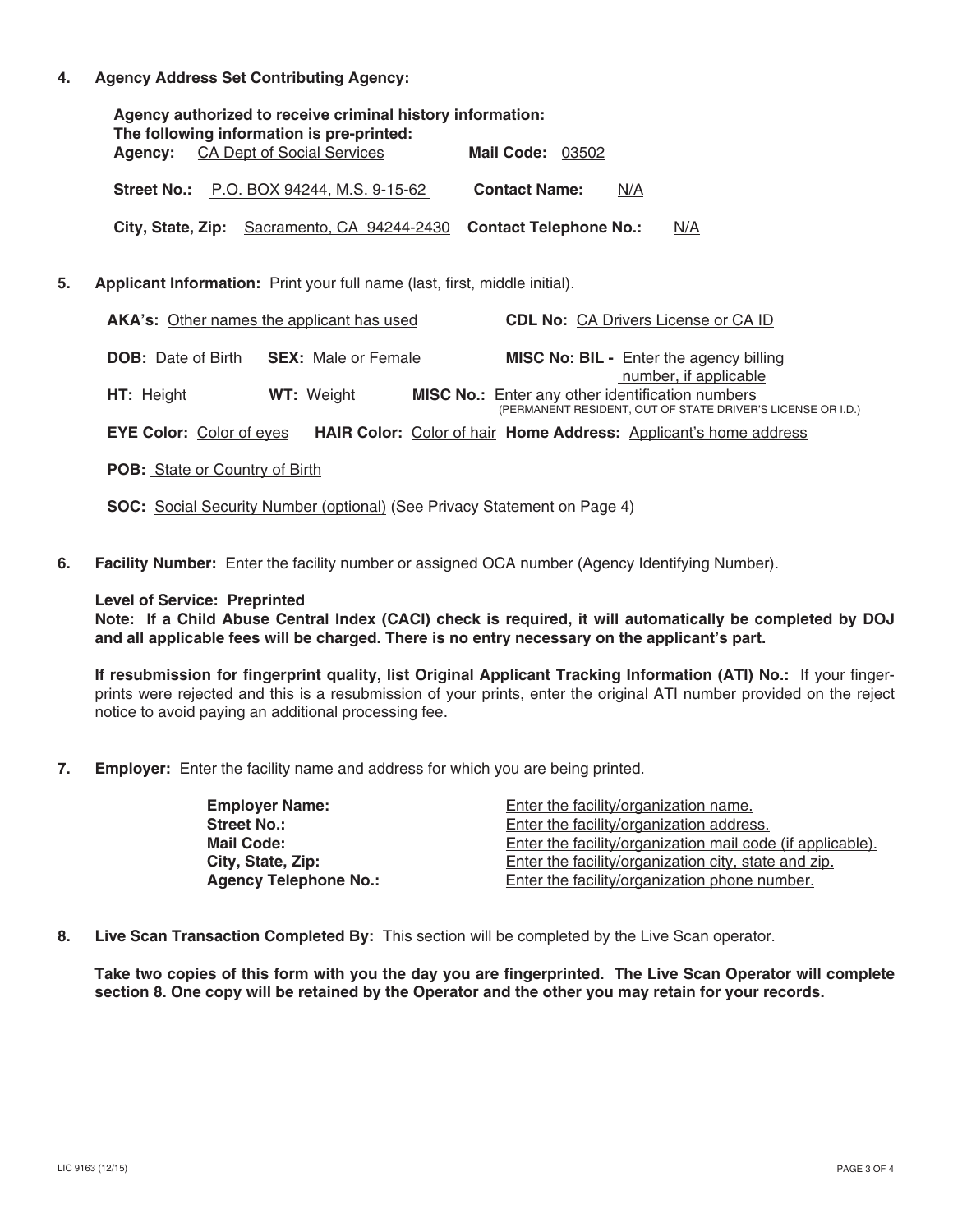**4. Agency Address Set Contributing Agency:**

**Agency authorized to receive criminal history information:**
**The following information is pre-printed:**

**Agency:** CA Dept of Social Services **Mail Code:** 03502

**Street No.:** P.O. BOX 94244, M.S. 9-15-62 **Contact Name:** N/A

**City, State, Zip:** Sacramento, CA 94244-2430 **Contact Telephone No.:** N/A

**5. Applicant Information:** Print your full name (last, first, middle initial).

**AKA's:** Other names the applicant has used

**CDL No:** CA Drivers License or CA ID

**DOB:** Date of Birth **SEX:** Male or Female

**MISC No: BIL -** Enter the agency billing number, if applicable

**HT:** Height **WT:** Weight

**MISC No.:** Enter any other identification numbers (PERMANENT RESIDENT, OUT OF STATE DRIVER'S LICENSE OR I.D.)

**EYE Color:** Color of eyes **HAIR Color:** Color of hair **Home Address:** Applicant's home address

**POB:** State or Country of Birth

**SOC:** Social Security Number (optional) (See Privacy Statement on Page 4)

**6. Facility Number:** Enter the facility number or assigned OCA number (Agency Identifying Number).

**Level of Service: Preprinted**
**Note: If a Child Abuse Central Index (CACI) check is required, it will automatically be completed by DOJ and all applicable fees will be charged. There is no entry necessary on the applicant's part.**

**If resubmission for fingerprint quality, list Original Applicant Tracking Information (ATI) No.:** If your fingerprints were rejected and this is a resubmission of your prints, enter the original ATI number provided on the reject notice to avoid paying an additional processing fee.

**7. Employer:** Enter the facility name and address for which you are being printed.

| | |
|---|---|
| **Employer Name:** | Enter the facility/organization name. |
| **Street No.:** | Enter the facility/organization address. |
| **Mail Code:** | Enter the facility/organization mail code (if applicable). |
| **City, State, Zip:** | Enter the facility/organization city, state and zip. |
| **Agency Telephone No.:** | Enter the facility/organization phone number. |

**8. Live Scan Transaction Completed By:** This section will be completed by the Live Scan operator.

**Take two copies of this form with you the day you are fingerprinted. The Live Scan Operator will complete section 8. One copy will be retained by the Operator and the other you may retain for your records.**

LIC 9163 (12/15)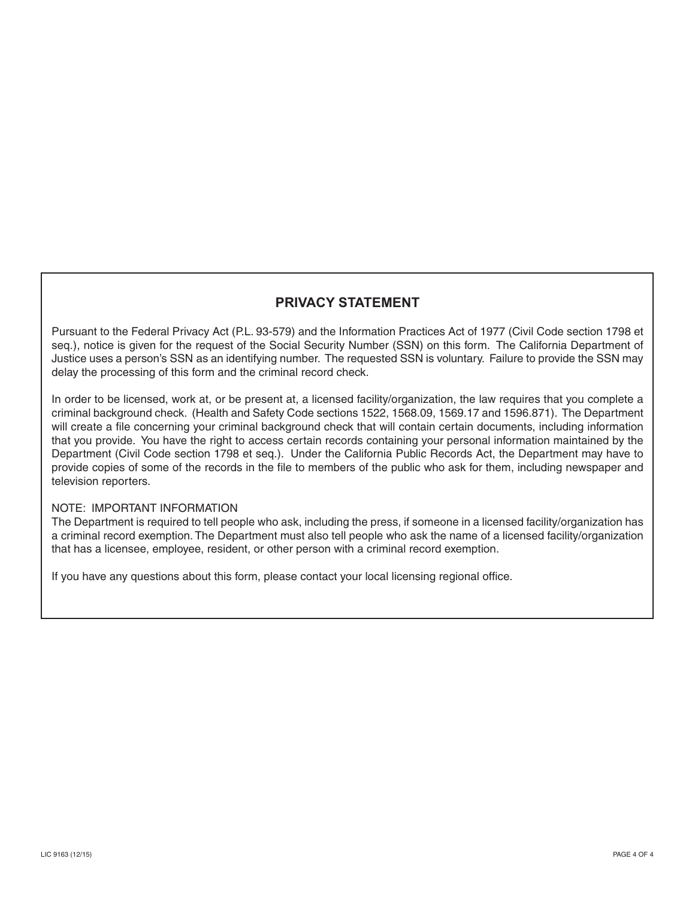## PRIVACY STATEMENT

Pursuant to the Federal Privacy Act (P.L. 93-579) and the Information Practices Act of 1977 (Civil Code section 1798 et seq.), notice is given for the request of the Social Security Number (SSN) on this form. The California Department of Justice uses a person's SSN as an identifying number. The requested SSN is voluntary. Failure to provide the SSN may delay the processing of this form and the criminal record check.

In order to be licensed, work at, or be present at, a licensed facility/organization, the law requires that you complete a criminal background check. (Health and Safety Code sections 1522, 1568.09, 1569.17 and 1596.871). The Department will create a file concerning your criminal background check that will contain certain documents, including information that you provide. You have the right to access certain records containing your personal information maintained by the Department (Civil Code section 1798 et seq.). Under the California Public Records Act, the Department may have to provide copies of some of the records in the file to members of the public who ask for them, including newspaper and television reporters.

NOTE: IMPORTANT INFORMATION
The Department is required to tell people who ask, including the press, if someone in a licensed facility/organization has a criminal record exemption. The Department must also tell people who ask the name of a licensed facility/organization that has a licensee, employee, resident, or other person with a criminal record exemption.

If you have any questions about this form, please contact your local licensing regional office.